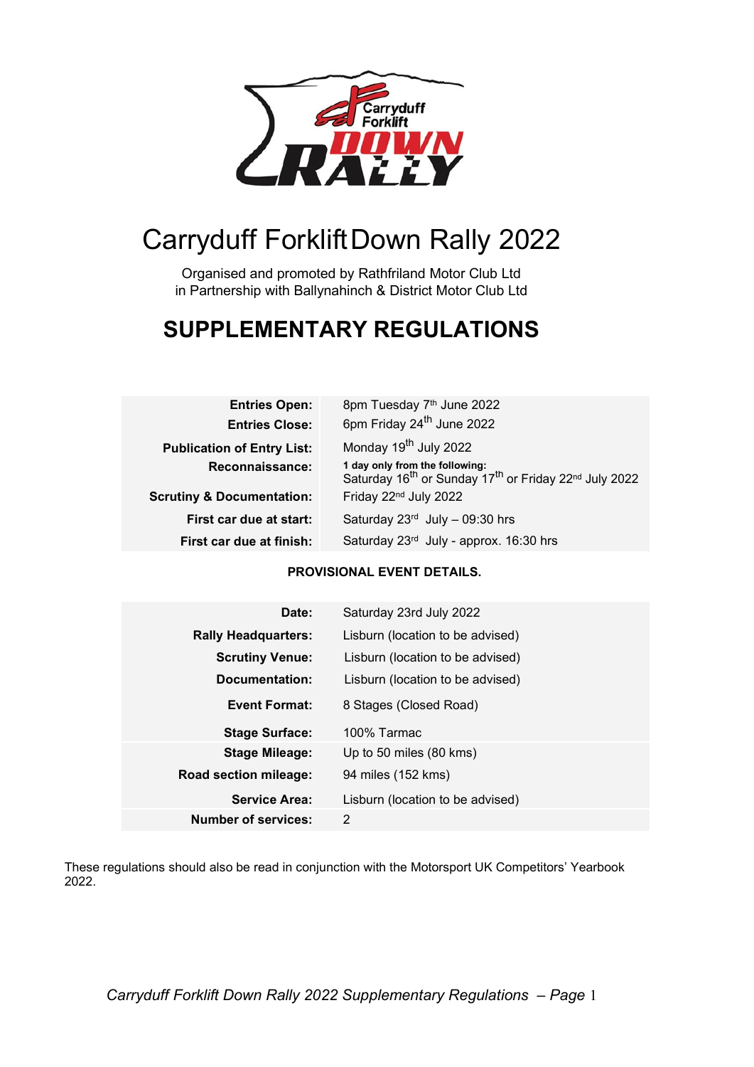# Carryduff Forklift Down Rally 2022

Organised and promoted by Rathfriland Motor Club Ltd
in Partnership with Ballynahinch & District Motor Club Ltd

## SUPPLEMENTARY REGULATIONS

| | |
|---|---|
| **Entries Open:** | 8pm Tuesday 7th June 2022 |
| **Entries Close:** | 6pm Friday 24th June 2022 |
| **Publication of Entry List:** | Monday 19th July 2022 |
| **Reconnaissance:** | **1 day only from the following:** Saturday 16th or Sunday 17th or Friday 22nd July 2022 |
| **Scrutiny & Documentation:** | Friday 22nd July 2022 |
| **First car due at start:** | Saturday 23rd July – 09:30 hrs |
| **First car due at finish:** | Saturday 23rd July - approx. 16:30 hrs |

**PROVISIONAL EVENT DETAILS.**

| | |
|---|---|
| **Date:** | Saturday 23rd July 2022 |
| **Rally Headquarters:** | Lisburn (location to be advised) |
| **Scrutiny Venue:** | Lisburn (location to be advised) |
| **Documentation:** | Lisburn (location to be advised) |
| **Event Format:** | 8 Stages (Closed Road) |
| **Stage Surface:** | 100% Tarmac |
| **Stage Mileage:** | Up to 50 miles (80 kms) |
| **Road section mileage:** | 94 miles (152 kms) |
| **Service Area:** | Lisburn (location to be advised) |
| **Number of services:** | 2 |

These regulations should also be read in conjunction with the Motorsport UK Competitors' Yearbook 2022.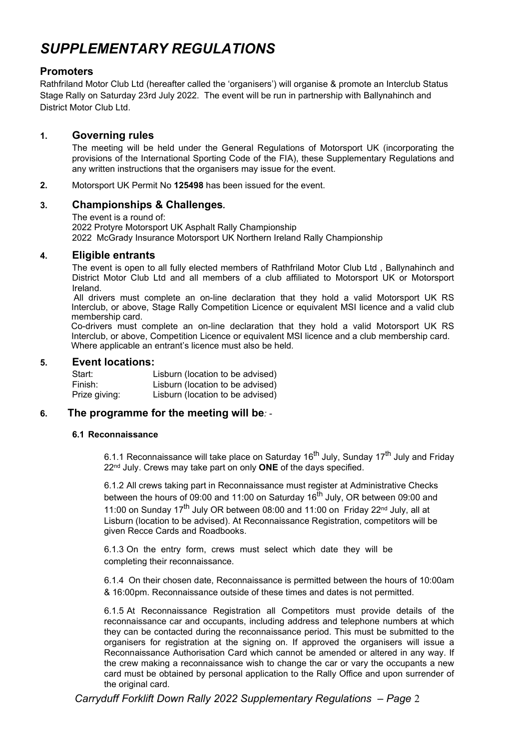# *SUPPLEMENTARY REGULATIONS*

## Promoters

Rathfriland Motor Club Ltd (hereafter called the 'organisers') will organise & promote an Interclub Status Stage Rally on Saturday 23rd July 2022. The event will be run in partnership with Ballynahinch and District Motor Club Ltd.

### 1. Governing rules

The meeting will be held under the General Regulations of Motorsport UK (incorporating the provisions of the International Sporting Code of the FIA), these Supplementary Regulations and any written instructions that the organisers may issue for the event.

**2.** Motorsport UK Permit No **125498** has been issued for the event.

### 3. Championships & Challenges*.*

The event is a round of:
2022 Protyre Motorsport UK Asphalt Rally Championship
2022 McGrady Insurance Motorsport UK Northern Ireland Rally Championship

### 4. Eligible entrants

The event is open to all fully elected members of Rathfriland Motor Club Ltd , Ballynahinch and District Motor Club Ltd and all members of a club affiliated to Motorsport UK or Motorsport Ireland.

All drivers must complete an on-line declaration that they hold a valid Motorsport UK RS Interclub, or above, Stage Rally Competition Licence or equivalent MSI licence and a valid club membership card.

Co-drivers must complete an on-line declaration that they hold a valid Motorsport UK RS Interclub, or above, Competition Licence or equivalent MSI licence and a club membership card. Where applicable an entrant's licence must also be held.

### 5. Event locations:

| | |
|---|---|
| Start: | Lisburn (location to be advised) |
| Finish: | Lisburn (location to be advised) |
| Prize giving: | Lisburn (location to be advised) |

### 6. The programme for the meeting will be*: -*

#### 6.1 Reconnaissance

6.1.1 Reconnaissance will take place on Saturday 16th July, Sunday 17th July and Friday 22nd July. Crews may take part on only **ONE** of the days specified.

6.1.2 All crews taking part in Reconnaissance must register at Administrative Checks between the hours of 09:00 and 11:00 on Saturday 16th July, OR between 09:00 and 11:00 on Sunday 17th July OR between 08:00 and 11:00 on Friday 22nd July, all at Lisburn (location to be advised). At Reconnaissance Registration, competitors will be given Recce Cards and Roadbooks.

6.1.3 On the entry form, crews must select which date they will be completing their reconnaissance.

6.1.4 On their chosen date, Reconnaissance is permitted between the hours of 10:00am & 16:00pm. Reconnaissance outside of these times and dates is not permitted.

6.1.5 At Reconnaissance Registration all Competitors must provide details of the reconnaissance car and occupants, including address and telephone numbers at which they can be contacted during the reconnaissance period. This must be submitted to the organisers for registration at the signing on. If approved the organisers will issue a Reconnaissance Authorisation Card which cannot be amended or altered in any way. If the crew making a reconnaissance wish to change the car or vary the occupants a new card must be obtained by personal application to the Rally Office and upon surrender of the original card.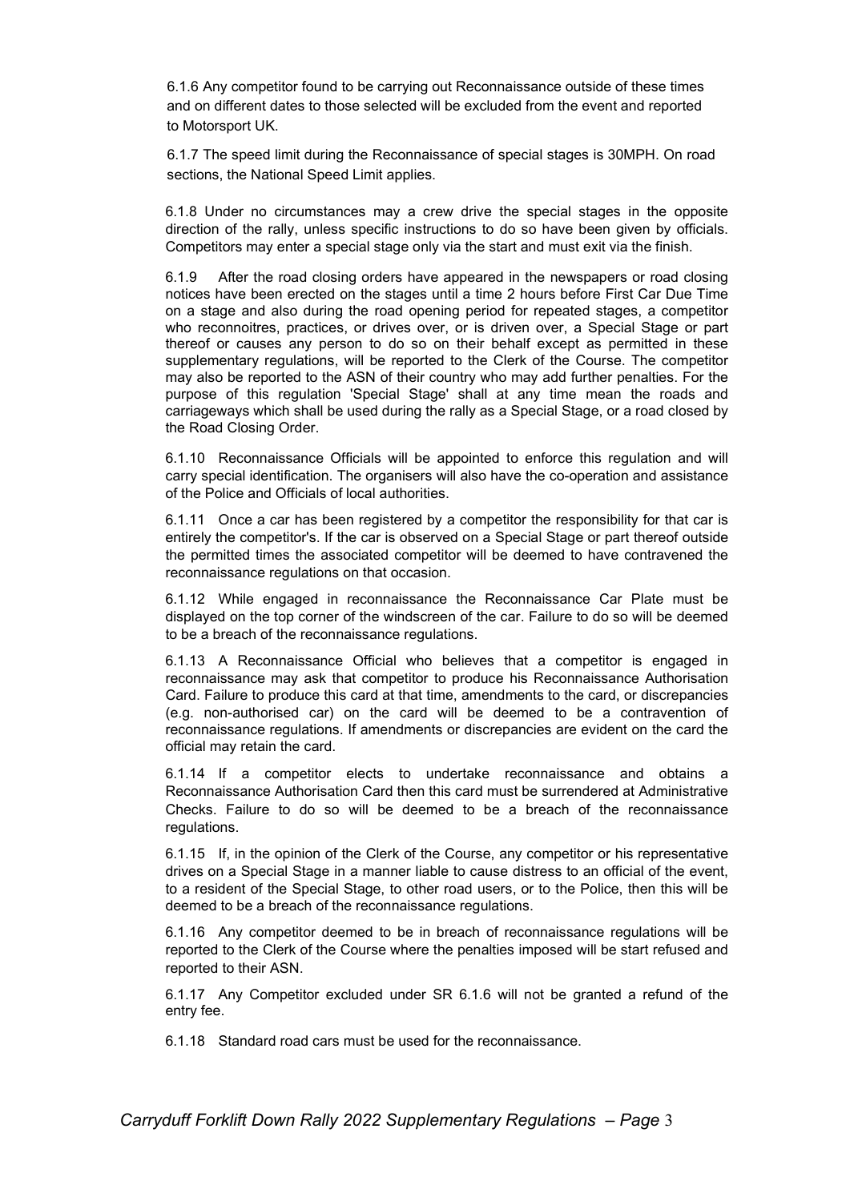6.1.6 Any competitor found to be carrying out Reconnaissance outside of these times and on different dates to those selected will be excluded from the event and reported to Motorsport UK.

6.1.7 The speed limit during the Reconnaissance of special stages is 30MPH. On road sections, the National Speed Limit applies.

6.1.8 Under no circumstances may a crew drive the special stages in the opposite direction of the rally, unless specific instructions to do so have been given by officials. Competitors may enter a special stage only via the start and must exit via the finish.

6.1.9 After the road closing orders have appeared in the newspapers or road closing notices have been erected on the stages until a time 2 hours before First Car Due Time on a stage and also during the road opening period for repeated stages, a competitor who reconnoitres, practices, or drives over, or is driven over, a Special Stage or part thereof or causes any person to do so on their behalf except as permitted in these supplementary regulations, will be reported to the Clerk of the Course. The competitor may also be reported to the ASN of their country who may add further penalties. For the purpose of this regulation 'Special Stage' shall at any time mean the roads and carriageways which shall be used during the rally as a Special Stage, or a road closed by the Road Closing Order.

6.1.10 Reconnaissance Officials will be appointed to enforce this regulation and will carry special identification. The organisers will also have the co-operation and assistance of the Police and Officials of local authorities.

6.1.11 Once a car has been registered by a competitor the responsibility for that car is entirely the competitor's. If the car is observed on a Special Stage or part thereof outside the permitted times the associated competitor will be deemed to have contravened the reconnaissance regulations on that occasion.

6.1.12 While engaged in reconnaissance the Reconnaissance Car Plate must be displayed on the top corner of the windscreen of the car. Failure to do so will be deemed to be a breach of the reconnaissance regulations.

6.1.13 A Reconnaissance Official who believes that a competitor is engaged in reconnaissance may ask that competitor to produce his Reconnaissance Authorisation Card. Failure to produce this card at that time, amendments to the card, or discrepancies (e.g. non-authorised car) on the card will be deemed to be a contravention of reconnaissance regulations. If amendments or discrepancies are evident on the card the official may retain the card.

6.1.14 If a competitor elects to undertake reconnaissance and obtains a Reconnaissance Authorisation Card then this card must be surrendered at Administrative Checks. Failure to do so will be deemed to be a breach of the reconnaissance regulations.

6.1.15 If, in the opinion of the Clerk of the Course, any competitor or his representative drives on a Special Stage in a manner liable to cause distress to an official of the event, to a resident of the Special Stage, to other road users, or to the Police, then this will be deemed to be a breach of the reconnaissance regulations.

6.1.16 Any competitor deemed to be in breach of reconnaissance regulations will be reported to the Clerk of the Course where the penalties imposed will be start refused and reported to their ASN.

6.1.17 Any Competitor excluded under SR 6.1.6 will not be granted a refund of the entry fee.

6.1.18 Standard road cars must be used for the reconnaissance.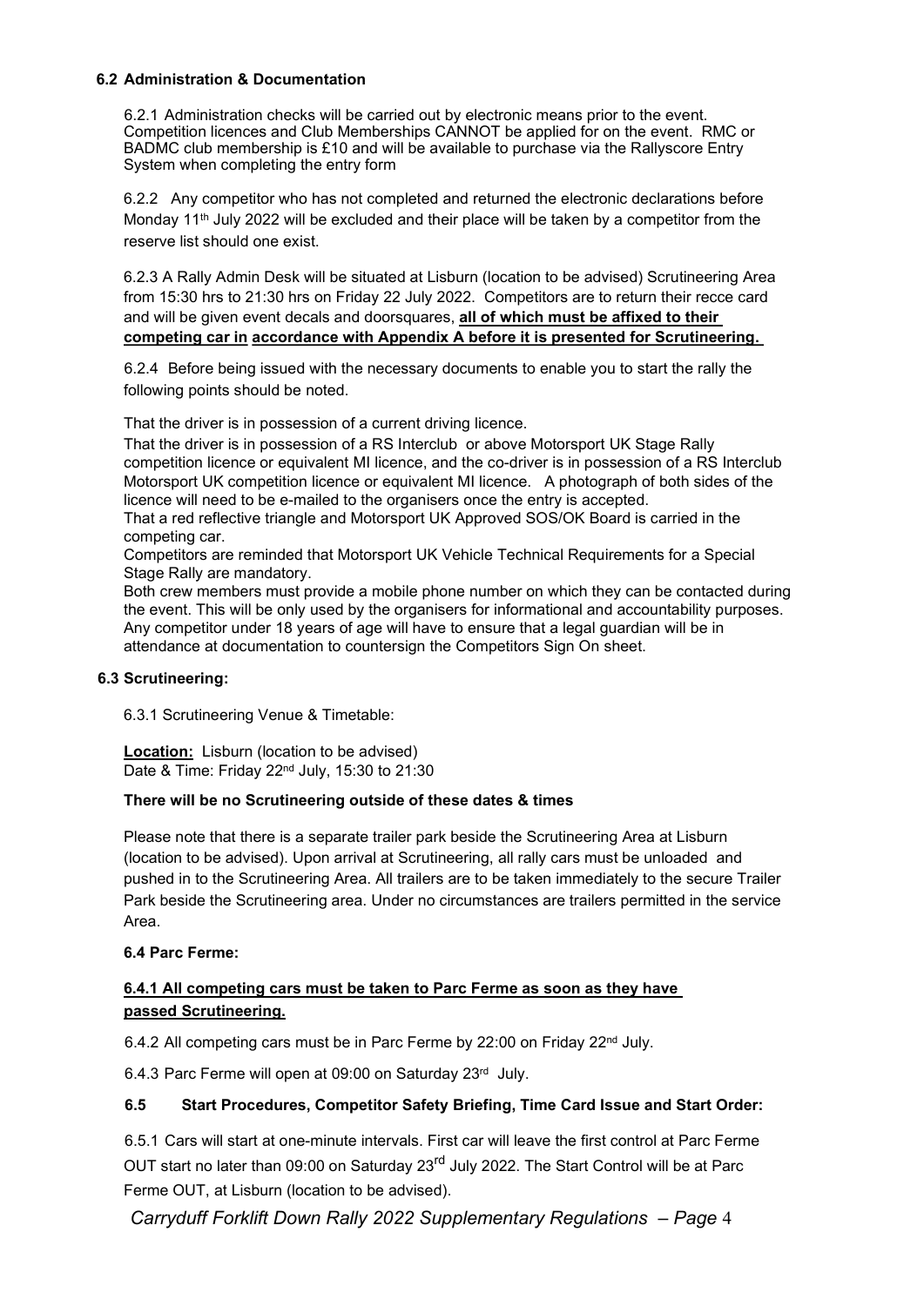### 6.2 Administration & Documentation

6.2.1 Administration checks will be carried out by electronic means prior to the event. Competition licences and Club Memberships CANNOT be applied for on the event. RMC or BADMC club membership is £10 and will be available to purchase via the Rallyscore Entry System when completing the entry form

6.2.2 Any competitor who has not completed and returned the electronic declarations before Monday 11th July 2022 will be excluded and their place will be taken by a competitor from the reserve list should one exist.

6.2.3 A Rally Admin Desk will be situated at Lisburn (location to be advised) Scrutineering Area from 15:30 hrs to 21:30 hrs on Friday 22 July 2022. Competitors are to return their recce card and will be given event decals and doorsquares, **all of which must be affixed to their competing car in accordance with Appendix A before it is presented for Scrutineering.**

6.2.4 Before being issued with the necessary documents to enable you to start the rally the following points should be noted.

That the driver is in possession of a current driving licence.

That the driver is in possession of a RS Interclub or above Motorsport UK Stage Rally competition licence or equivalent MI licence, and the co-driver is in possession of a RS Interclub Motorsport UK competition licence or equivalent MI licence. A photograph of both sides of the licence will need to be e-mailed to the organisers once the entry is accepted.

That a red reflective triangle and Motorsport UK Approved SOS/OK Board is carried in the competing car.

Competitors are reminded that Motorsport UK Vehicle Technical Requirements for a Special Stage Rally are mandatory.

Both crew members must provide a mobile phone number on which they can be contacted during the event. This will be only used by the organisers for informational and accountability purposes.

Any competitor under 18 years of age will have to ensure that a legal guardian will be in attendance at documentation to countersign the Competitors Sign On sheet.

### 6.3 Scrutineering:

6.3.1 Scrutineering Venue & Timetable:

**Location:** Lisburn (location to be advised)
Date & Time: Friday 22nd July, 15:30 to 21:30

**There will be no Scrutineering outside of these dates & times**

Please note that there is a separate trailer park beside the Scrutineering Area at Lisburn (location to be advised). Upon arrival at Scrutineering, all rally cars must be unloaded and pushed in to the Scrutineering Area. All trailers are to be taken immediately to the secure Trailer Park beside the Scrutineering area. Under no circumstances are trailers permitted in the service Area.

### 6.4 Parc Ferme:

**6.4.1 All competing cars must be taken to Parc Ferme as soon as they have passed Scrutineering.**

6.4.2 All competing cars must be in Parc Ferme by 22:00 on Friday 22nd July.

6.4.3 Parc Ferme will open at 09:00 on Saturday 23rd July.

### 6.5 Start Procedures, Competitor Safety Briefing, Time Card Issue and Start Order:

6.5.1 Cars will start at one-minute intervals. First car will leave the first control at Parc Ferme OUT start no later than 09:00 on Saturday 23rd July 2022. The Start Control will be at Parc Ferme OUT, at Lisburn (location to be advised).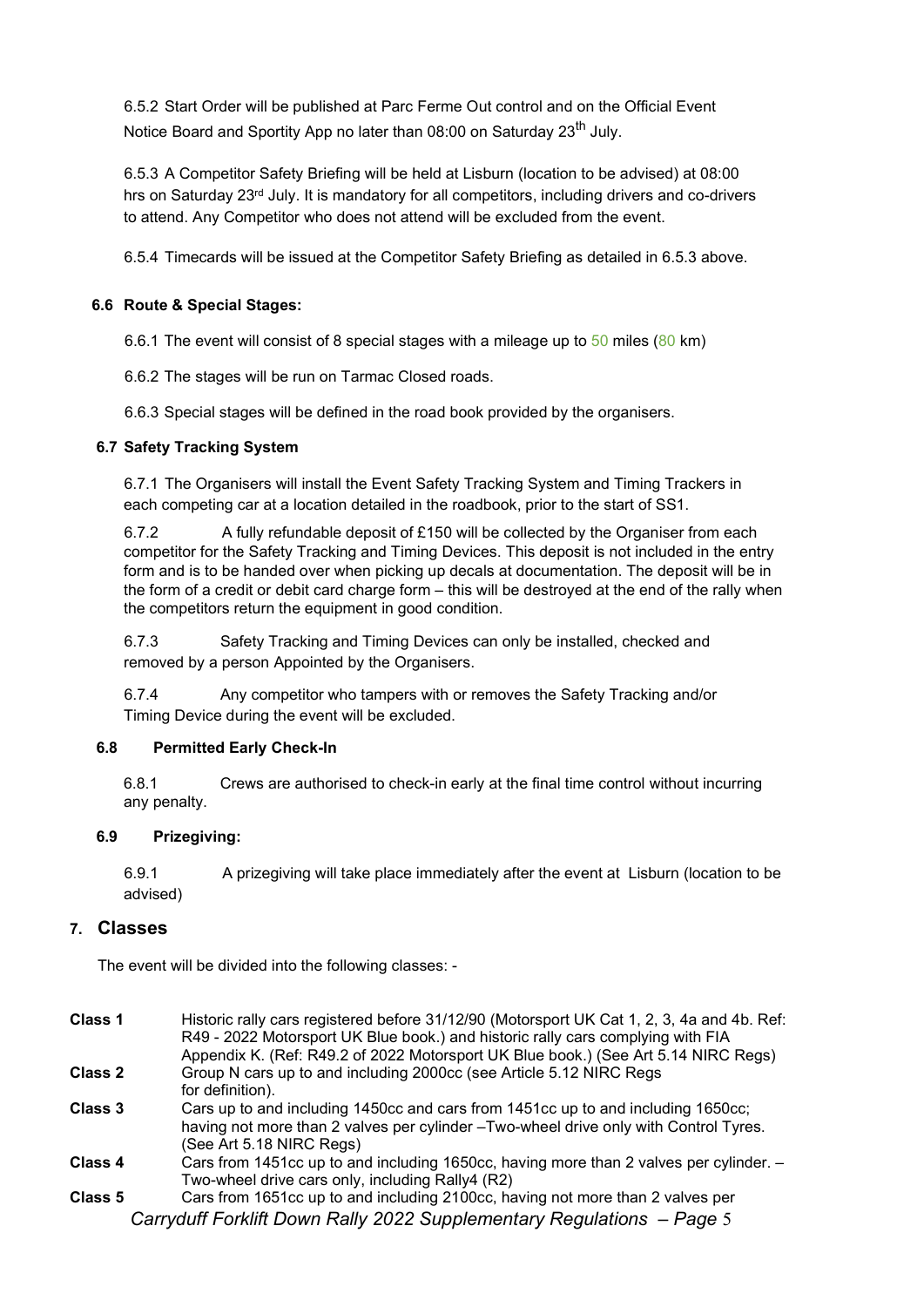6.5.2 Start Order will be published at Parc Ferme Out control and on the Official Event Notice Board and Sportity App no later than 08:00 on Saturday 23th July.

6.5.3 A Competitor Safety Briefing will be held at Lisburn (location to be advised) at 08:00 hrs on Saturday 23rd July. It is mandatory for all competitors, including drivers and co-drivers to attend. Any Competitor who does not attend will be excluded from the event.

6.5.4 Timecards will be issued at the Competitor Safety Briefing as detailed in 6.5.3 above.

### 6.6 Route & Special Stages:

6.6.1 The event will consist of 8 special stages with a mileage up to 50 miles (80 km)

6.6.2 The stages will be run on Tarmac Closed roads.

6.6.3 Special stages will be defined in the road book provided by the organisers.

### 6.7 Safety Tracking System

6.7.1 The Organisers will install the Event Safety Tracking System and Timing Trackers in each competing car at a location detailed in the roadbook, prior to the start of SS1.

6.7.2 A fully refundable deposit of £150 will be collected by the Organiser from each competitor for the Safety Tracking and Timing Devices. This deposit is not included in the entry form and is to be handed over when picking up decals at documentation. The deposit will be in the form of a credit or debit card charge form – this will be destroyed at the end of the rally when the competitors return the equipment in good condition.

6.7.3 Safety Tracking and Timing Devices can only be installed, checked and removed by a person Appointed by the Organisers.

6.7.4 Any competitor who tampers with or removes the Safety Tracking and/or Timing Device during the event will be excluded.

### 6.8 Permitted Early Check-In

6.8.1 Crews are authorised to check-in early at the final time control without incurring any penalty.

### 6.9 Prizegiving:

6.9.1 A prizegiving will take place immediately after the event at Lisburn (location to be advised)

## 7. Classes

The event will be divided into the following classes: -

**Class 1** Historic rally cars registered before 31/12/90 (Motorsport UK Cat 1, 2, 3, 4a and 4b. Ref: R49 - 2022 Motorsport UK Blue book.) and historic rally cars complying with FIA Appendix K. (Ref: R49.2 of 2022 Motorsport UK Blue book.) (See Art 5.14 NIRC Regs)

**Class 2** Group N cars up to and including 2000cc (see Article 5.12 NIRC Regs for definition).

**Class 3** Cars up to and including 1450cc and cars from 1451cc up to and including 1650cc; having not more than 2 valves per cylinder –Two-wheel drive only with Control Tyres. (See Art 5.18 NIRC Regs)

**Class 4** Cars from 1451cc up to and including 1650cc, having more than 2 valves per cylinder. – Two-wheel drive cars only, including Rally4 (R2)

**Class 5** Cars from 1651cc up to and including 2100cc, having not more than 2 valves per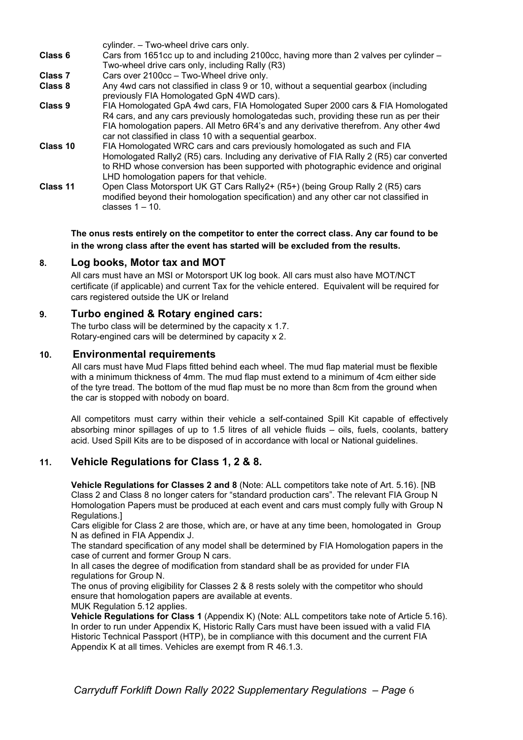cylinder. – Two-wheel drive cars only.

**Class 6** Cars from 1651cc up to and including 2100cc, having more than 2 valves per cylinder – Two-wheel drive cars only, including Rally (R3)

**Class 7** Cars over 2100cc – Two-Wheel drive only.

**Class 8** Any 4wd cars not classified in class 9 or 10, without a sequential gearbox (including previously FIA Homologated GpN 4WD cars).

**Class 9** FIA Homologated GpA 4wd cars, FIA Homologated Super 2000 cars & FIA Homologated R4 cars, and any cars previously homologatedas such, providing these run as per their FIA homologation papers. All Metro 6R4's and any derivative therefrom. Any other 4wd car not classified in class 10 with a sequential gearbox.

**Class 10** FIA Homologated WRC cars and cars previously homologated as such and FIA Homologated Rally2 (R5) cars. Including any derivative of FIA Rally 2 (R5) car converted to RHD whose conversion has been supported with photographic evidence and original LHD homologation papers for that vehicle.

**Class 11** Open Class Motorsport UK GT Cars Rally2+ (R5+) (being Group Rally 2 (R5) cars modified beyond their homologation specification) and any other car not classified in classes 1 – 10.

**The onus rests entirely on the competitor to enter the correct class. Any car found to be in the wrong class after the event has started will be excluded from the results.**

## 8. Log books, Motor tax and MOT

All cars must have an MSI or Motorsport UK log book. All cars must also have MOT/NCT certificate (if applicable) and current Tax for the vehicle entered. Equivalent will be required for cars registered outside the UK or Ireland

## 9. Turbo engined & Rotary engined cars:

The turbo class will be determined by the capacity x 1.7.
Rotary-engined cars will be determined by capacity x 2.

## 10. Environmental requirements

All cars must have Mud Flaps fitted behind each wheel. The mud flap material must be flexible with a minimum thickness of 4mm. The mud flap must extend to a minimum of 4cm either side of the tyre tread. The bottom of the mud flap must be no more than 8cm from the ground when the car is stopped with nobody on board.

All competitors must carry within their vehicle a self-contained Spill Kit capable of effectively absorbing minor spillages of up to 1.5 litres of all vehicle fluids – oils, fuels, coolants, battery acid. Used Spill Kits are to be disposed of in accordance with local or National guidelines.

## 11. Vehicle Regulations for Class 1, 2 & 8.

**Vehicle Regulations for Classes 2 and 8** (Note: ALL competitors take note of Art. 5.16). [NB Class 2 and Class 8 no longer caters for "standard production cars". The relevant FIA Group N Homologation Papers must be produced at each event and cars must comply fully with Group N Regulations.]

Cars eligible for Class 2 are those, which are, or have at any time been, homologated in Group N as defined in FIA Appendix J.

The standard specification of any model shall be determined by FIA Homologation papers in the case of current and former Group N cars.

In all cases the degree of modification from standard shall be as provided for under FIA regulations for Group N.

The onus of proving eligibility for Classes 2 & 8 rests solely with the competitor who should ensure that homologation papers are available at events.

MUK Regulation 5.12 applies.

**Vehicle Regulations for Class 1** (Appendix K) (Note: ALL competitors take note of Article 5.16). In order to run under Appendix K, Historic Rally Cars must have been issued with a valid FIA Historic Technical Passport (HTP), be in compliance with this document and the current FIA Appendix K at all times. Vehicles are exempt from R 46.1.3.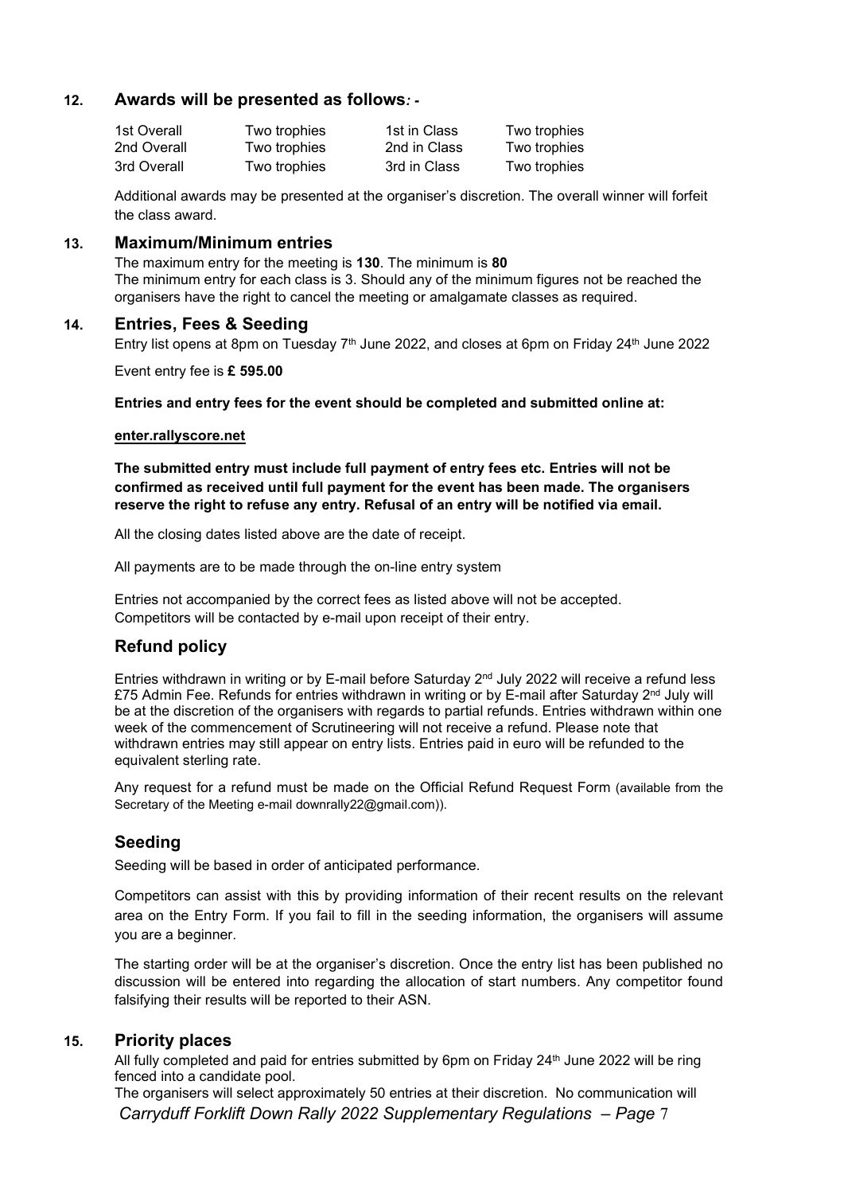## 12. Awards will be presented as follows*: -*

| 1st Overall | Two trophies | 1st in Class | Two trophies |
|---|---|---|---|
| 2nd Overall | Two trophies | 2nd in Class | Two trophies |
| 3rd Overall | Two trophies | 3rd in Class | Two trophies |

Additional awards may be presented at the organiser's discretion. The overall winner will forfeit the class award.

## 13. Maximum/Minimum entries

The maximum entry for the meeting is **130**. The minimum is **80**

The minimum entry for each class is 3. Should any of the minimum figures not be reached the organisers have the right to cancel the meeting or amalgamate classes as required.

## 14. Entries, Fees & Seeding

Entry list opens at 8pm on Tuesday 7th June 2022, and closes at 6pm on Friday 24th June 2022

Event entry fee is **£ 595.00**

**Entries and entry fees for the event should be completed and submitted online at:**

**enter.rallyscore.net**

**The submitted entry must include full payment of entry fees etc. Entries will not be confirmed as received until full payment for the event has been made. The organisers reserve the right to refuse any entry. Refusal of an entry will be notified via email.**

All the closing dates listed above are the date of receipt.

All payments are to be made through the on-line entry system

Entries not accompanied by the correct fees as listed above will not be accepted.
Competitors will be contacted by e-mail upon receipt of their entry.

### Refund policy

Entries withdrawn in writing or by E-mail before Saturday 2nd July 2022 will receive a refund less £75 Admin Fee. Refunds for entries withdrawn in writing or by E-mail after Saturday 2nd July will be at the discretion of the organisers with regards to partial refunds. Entries withdrawn within one week of the commencement of Scrutineering will not receive a refund. Please note that withdrawn entries may still appear on entry lists. Entries paid in euro will be refunded to the equivalent sterling rate.

Any request for a refund must be made on the Official Refund Request Form (available from the Secretary of the Meeting e-mail downrally22@gmail.com)).

### Seeding

Seeding will be based in order of anticipated performance.

Competitors can assist with this by providing information of their recent results on the relevant area on the Entry Form. If you fail to fill in the seeding information, the organisers will assume you are a beginner.

The starting order will be at the organiser's discretion. Once the entry list has been published no discussion will be entered into regarding the allocation of start numbers. Any competitor found falsifying their results will be reported to their ASN.

## 15. Priority places

All fully completed and paid for entries submitted by 6pm on Friday 24th June 2022 will be ring fenced into a candidate pool.

The organisers will select approximately 50 entries at their discretion. No communication will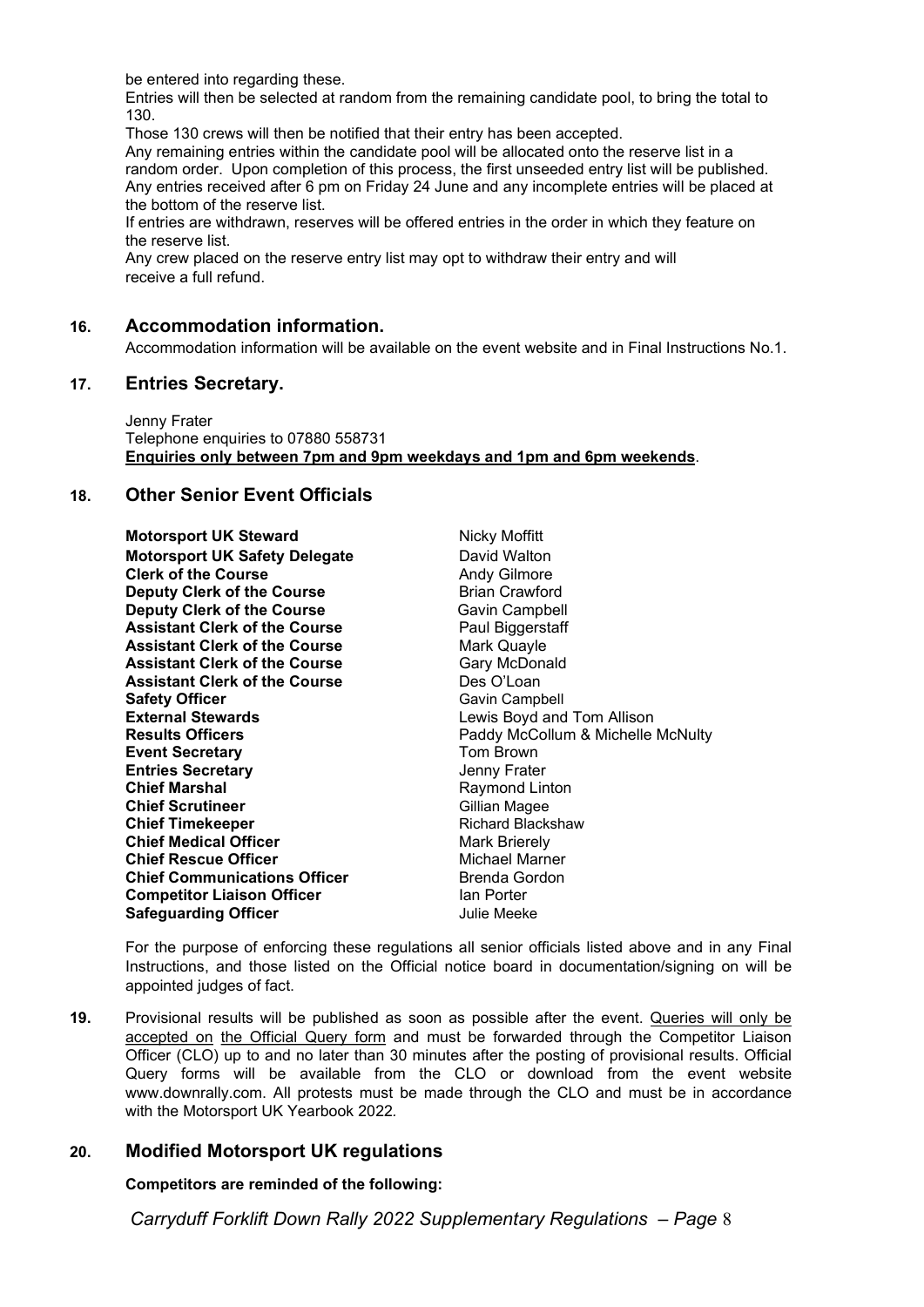be entered into regarding these.

Entries will then be selected at random from the remaining candidate pool, to bring the total to 130.

Those 130 crews will then be notified that their entry has been accepted.

Any remaining entries within the candidate pool will be allocated onto the reserve list in a random order. Upon completion of this process, the first unseeded entry list will be published. Any entries received after 6 pm on Friday 24 June and any incomplete entries will be placed at the bottom of the reserve list.

If entries are withdrawn, reserves will be offered entries in the order in which they feature on the reserve list.

Any crew placed on the reserve entry list may opt to withdraw their entry and will receive a full refund.

## 16. Accommodation information.

Accommodation information will be available on the event website and in Final Instructions No.1.

## 17. Entries Secretary.

Jenny Frater
Telephone enquiries to 07880 558731
**Enquiries only between 7pm and 9pm weekdays and 1pm and 6pm weekends**.

## 18. Other Senior Event Officials

| | |
|---|---|
| **Motorsport UK Steward** | Nicky Moffitt |
| **Motorsport UK Safety Delegate** | David Walton |
| **Clerk of the Course** | Andy Gilmore |
| **Deputy Clerk of the Course** | Brian Crawford |
| **Deputy Clerk of the Course** | Gavin Campbell |
| **Assistant Clerk of the Course** | Paul Biggerstaff |
| **Assistant Clerk of the Course** | Mark Quayle |
| **Assistant Clerk of the Course** | Gary McDonald |
| **Assistant Clerk of the Course** | Des O'Loan |
| **Safety Officer** | Gavin Campbell |
| **External Stewards** | Lewis Boyd and Tom Allison |
| **Results Officers** | Paddy McCollum & Michelle McNulty |
| **Event Secretary** | Tom Brown |
| **Entries Secretary** | Jenny Frater |
| **Chief Marshal** | Raymond Linton |
| **Chief Scrutineer** | Gillian Magee |
| **Chief Timekeeper** | Richard Blackshaw |
| **Chief Medical Officer** | Mark Brierely |
| **Chief Rescue Officer** | Michael Marner |
| **Chief Communications Officer** | Brenda Gordon |
| **Competitor Liaison Officer** | Ian Porter |
| **Safeguarding Officer** | Julie Meeke |

For the purpose of enforcing these regulations all senior officials listed above and in any Final Instructions, and those listed on the Official notice board in documentation/signing on will be appointed judges of fact.

**19.** Provisional results will be published as soon as possible after the event. Queries will only be accepted on the Official Query form and must be forwarded through the Competitor Liaison Officer (CLO) up to and no later than 30 minutes after the posting of provisional results. Official Query forms will be available from the CLO or download from the event website www.downrally.com. All protests must be made through the CLO and must be in accordance with the Motorsport UK Yearbook 2022.

## 20. Modified Motorsport UK regulations

**Competitors are reminded of the following:**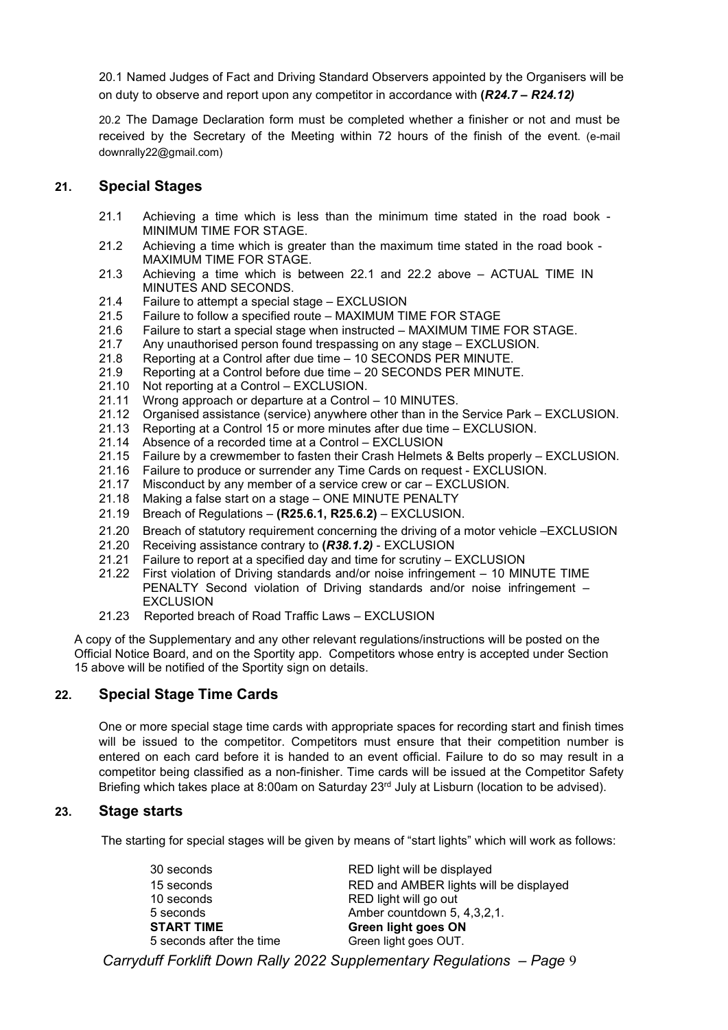20.1 Named Judges of Fact and Driving Standard Observers appointed by the Organisers will be on duty to observe and report upon any competitor in accordance with **(*R24.7 – R24.12)***

20.2 The Damage Declaration form must be completed whether a finisher or not and must be received by the Secretary of the Meeting within 72 hours of the finish of the event. (e-mail downrally22@gmail.com)

## 21. Special Stages

- 21.1 Achieving a time which is less than the minimum time stated in the road book - MINIMUM TIME FOR STAGE.
- 21.2 Achieving a time which is greater than the maximum time stated in the road book - MAXIMUM TIME FOR STAGE.
- 21.3 Achieving a time which is between 22.1 and 22.2 above – ACTUAL TIME IN MINUTES AND SECONDS.
- 21.4 Failure to attempt a special stage – EXCLUSION
- 21.5 Failure to follow a specified route – MAXIMUM TIME FOR STAGE
- 21.6 Failure to start a special stage when instructed – MAXIMUM TIME FOR STAGE.
- 21.7 Any unauthorised person found trespassing on any stage – EXCLUSION.
- 21.8 Reporting at a Control after due time – 10 SECONDS PER MINUTE.
- 21.9 Reporting at a Control before due time – 20 SECONDS PER MINUTE.
- 21.10 Not reporting at a Control – EXCLUSION.
- 21.11 Wrong approach or departure at a Control – 10 MINUTES.
- 21.12 Organised assistance (service) anywhere other than in the Service Park – EXCLUSION.
- 21.13 Reporting at a Control 15 or more minutes after due time – EXCLUSION.
- 21.14 Absence of a recorded time at a Control – EXCLUSION
- 21.15 Failure by a crewmember to fasten their Crash Helmets & Belts properly – EXCLUSION.
- 21.16 Failure to produce or surrender any Time Cards on request - EXCLUSION.
- 21.17 Misconduct by any member of a service crew or car – EXCLUSION.
- 21.18 Making a false start on a stage – ONE MINUTE PENALTY
- 21.19 Breach of Regulations – **(R25.6.1, R25.6.2)** – EXCLUSION.
- 21.20 Breach of statutory requirement concerning the driving of a motor vehicle –EXCLUSION
- 21.20 Receiving assistance contrary to **(*R38.1.2)*** - EXCLUSION
- 21.21 Failure to report at a specified day and time for scrutiny – EXCLUSION
- 21.22 First violation of Driving standards and/or noise infringement – 10 MINUTE TIME PENALTY Second violation of Driving standards and/or noise infringement – EXCLUSION
- 21.23 Reported breach of Road Traffic Laws – EXCLUSION

A copy of the Supplementary and any other relevant regulations/instructions will be posted on the Official Notice Board, and on the Sportity app. Competitors whose entry is accepted under Section 15 above will be notified of the Sportity sign on details.

## 22. Special Stage Time Cards

One or more special stage time cards with appropriate spaces for recording start and finish times will be issued to the competitor. Competitors must ensure that their competition number is entered on each card before it is handed to an event official. Failure to do so may result in a competitor being classified as a non-finisher. Time cards will be issued at the Competitor Safety Briefing which takes place at 8:00am on Saturday 23rd July at Lisburn (location to be advised).

## 23. Stage starts

The starting for special stages will be given by means of "start lights" which will work as follows:

| | |
|---|---|
| 30 seconds | RED light will be displayed |
| 15 seconds | RED and AMBER lights will be displayed |
| 10 seconds | RED light will go out |
| 5 seconds | Amber countdown 5, 4,3,2,1. |
| **START TIME** | **Green light goes ON** |
| 5 seconds after the time | Green light goes OUT. |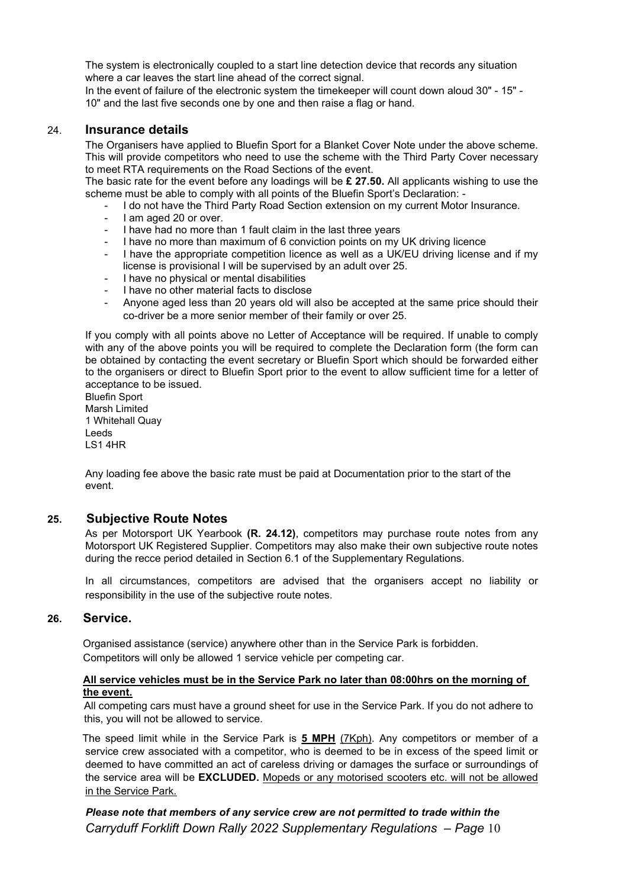The system is electronically coupled to a start line detection device that records any situation where a car leaves the start line ahead of the correct signal.
In the event of failure of the electronic system the timekeeper will count down aloud 30" - 15" - 10" and the last five seconds one by one and then raise a flag or hand.

## 24. Insurance details

The Organisers have applied to Bluefin Sport for a Blanket Cover Note under the above scheme. This will provide competitors who need to use the scheme with the Third Party Cover necessary to meet RTA requirements on the Road Sections of the event.
The basic rate for the event before any loadings will be **£ 27.50.** All applicants wishing to use the scheme must be able to comply with all points of the Bluefin Sport's Declaration: -

- I do not have the Third Party Road Section extension on my current Motor Insurance.
- I am aged 20 or over.
- I have had no more than 1 fault claim in the last three years
- I have no more than maximum of 6 conviction points on my UK driving licence
- I have the appropriate competition licence as well as a UK/EU driving license and if my license is provisional I will be supervised by an adult over 25.
- I have no physical or mental disabilities
- I have no other material facts to disclose
- Anyone aged less than 20 years old will also be accepted at the same price should their co-driver be a more senior member of their family or over 25.

If you comply with all points above no Letter of Acceptance will be required. If unable to comply with any of the above points you will be required to complete the Declaration form (the form can be obtained by contacting the event secretary or Bluefin Sport which should be forwarded either to the organisers or direct to Bluefin Sport prior to the event to allow sufficient time for a letter of acceptance to be issued.

Bluefin Sport
Marsh Limited
1 Whitehall Quay
Leeds
LS1 4HR

Any loading fee above the basic rate must be paid at Documentation prior to the start of the event.

## 25. Subjective Route Notes

As per Motorsport UK Yearbook **(R. 24.12)**, competitors may purchase route notes from any Motorsport UK Registered Supplier. Competitors may also make their own subjective route notes during the recce period detailed in Section 6.1 of the Supplementary Regulations.

In all circumstances, competitors are advised that the organisers accept no liability or responsibility in the use of the subjective route notes.

## 26. Service.

Organised assistance (service) anywhere other than in the Service Park is forbidden.
Competitors will only be allowed 1 service vehicle per competing car.

**<u>All service vehicles must be in the Service Park no later than 08:00hrs on the morning of the event.</u>**

All competing cars must have a ground sheet for use in the Service Park. If you do not adhere to this, you will not be allowed to service.

The speed limit while in the Service Park is **<u>5 MPH</u>** <u>(7Kph)</u>. Any competitors or member of a service crew associated with a competitor, who is deemed to be in excess of the speed limit or deemed to have committed an act of careless driving or damages the surface or surroundings of the service area will be **EXCLUDED.** <u>Mopeds or any motorised scooters etc. will not be allowed in the Service Park.</u>

***Please note that members of any service crew are not permitted to trade within the***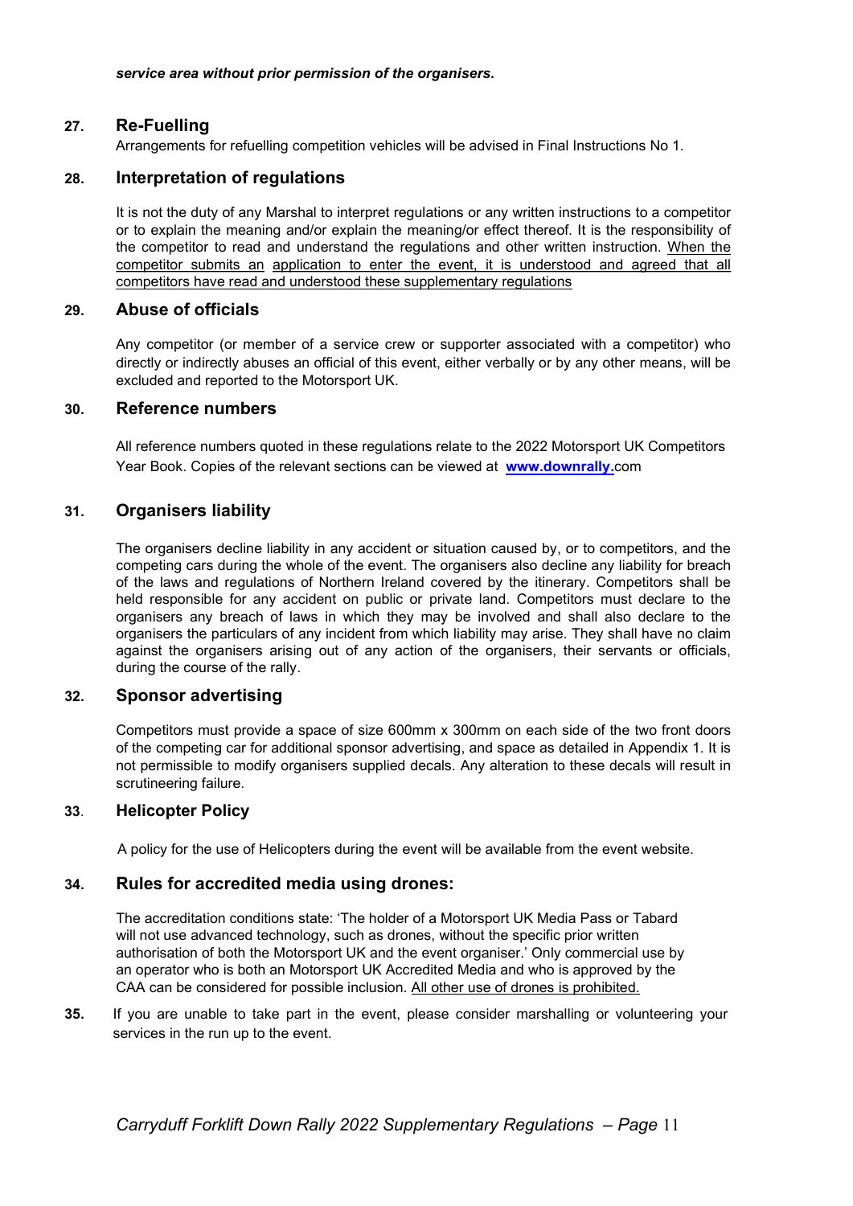***service area without prior permission of the organisers.***

## 27. Re-Fuelling

Arrangements for refuelling competition vehicles will be advised in Final Instructions No 1.

## 28. Interpretation of regulations

It is not the duty of any Marshal to interpret regulations or any written instructions to a competitor or to explain the meaning and/or explain the meaning/or effect thereof. It is the responsibility of the competitor to read and understand the regulations and other written instruction. <u>When the competitor submits an application to enter the event, it is understood and agreed that all competitors have read and understood these supplementary regulations</u>

## 29. Abuse of officials

Any competitor (or member of a service crew or supporter associated with a competitor) who directly or indirectly abuses an official of this event, either verbally or by any other means, will be excluded and reported to the Motorsport UK.

## 30. Reference numbers

All reference numbers quoted in these regulations relate to the 2022 Motorsport UK Competitors Year Book. Copies of the relevant sections can be viewed at **www.downrally.**com

## 31. Organisers liability

The organisers decline liability in any accident or situation caused by, or to competitors, and the competing cars during the whole of the event. The organisers also decline any liability for breach of the laws and regulations of Northern Ireland covered by the itinerary. Competitors shall be held responsible for any accident on public or private land. Competitors must declare to the organisers any breach of laws in which they may be involved and shall also declare to the organisers the particulars of any incident from which liability may arise. They shall have no claim against the organisers arising out of any action of the organisers, their servants or officials, during the course of the rally.

## 32. Sponsor advertising

Competitors must provide a space of size 600mm x 300mm on each side of the two front doors of the competing car for additional sponsor advertising, and space as detailed in Appendix 1. It is not permissible to modify organisers supplied decals. Any alteration to these decals will result in scrutineering failure.

## 33. Helicopter Policy

A policy for the use of Helicopters during the event will be available from the event website.

## 34. Rules for accredited media using drones:

The accreditation conditions state: 'The holder of a Motorsport UK Media Pass or Tabard will not use advanced technology, such as drones, without the specific prior written authorisation of both the Motorsport UK and the event organiser.' Only commercial use by an operator who is both an Motorsport UK Accredited Media and who is approved by the CAA can be considered for possible inclusion. <u>All other use of drones is prohibited.</u>

**35.** If you are unable to take part in the event, please consider marshalling or volunteering your services in the run up to the event.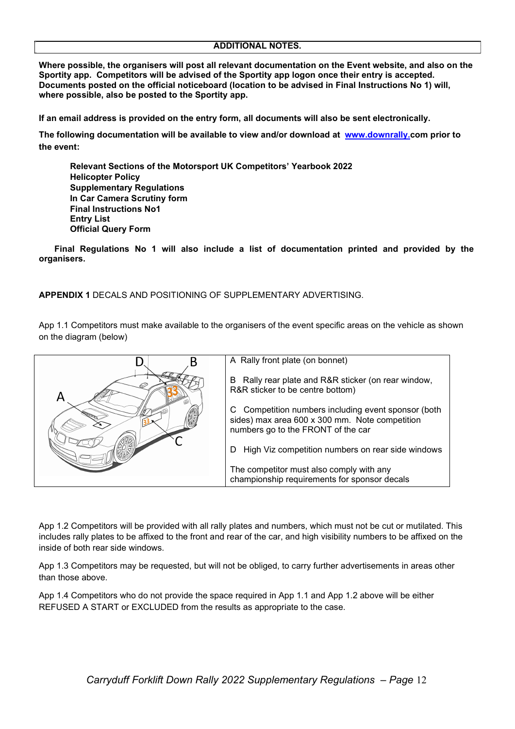## ADDITIONAL NOTES.

**Where possible, the organisers will post all relevant documentation on the Event website, and also on the Sportity app. Competitors will be advised of the Sportity app logon once their entry is accepted. Documents posted on the official noticeboard (location to be advised in Final Instructions No 1) will, where possible, also be posted to the Sportity app.**

**If an email address is provided on the entry form, all documents will also be sent electronically.**

**The following documentation will be available to view and/or download at www.downrally.com prior to the event:**

**Relevant Sections of the Motorsport UK Competitors' Yearbook 2022**
**Helicopter Policy**
**Supplementary Regulations**
**In Car Camera Scrutiny form**
**Final Instructions No1**
**Entry List**
**Official Query Form**

**Final Regulations No 1 will also include a list of documentation printed and provided by the organisers.**

**APPENDIX 1** DECALS AND POSITIONING OF SUPPLEMENTARY ADVERTISING.

App 1.1 Competitors must make available to the organisers of the event specific areas on the vehicle as shown on the diagram (below)

| | |
|---|---|
| D B A C | A Rally front plate (on bonnet)<br><br>B Rally rear plate and R&R sticker (on rear window, R&R sticker to be centre bottom)<br><br>C Competition numbers including event sponsor (both sides) max area 600 x 300 mm. Note competition numbers go to the FRONT of the car<br><br>D High Viz competition numbers on rear side windows<br><br>The competitor must also comply with any championship requirements for sponsor decals |

App 1.2 Competitors will be provided with all rally plates and numbers, which must not be cut or mutilated. This includes rally plates to be affixed to the front and rear of the car, and high visibility numbers to be affixed on the inside of both rear side windows.

App 1.3 Competitors may be requested, but will not be obliged, to carry further advertisements in areas other than those above.

App 1.4 Competitors who do not provide the space required in App 1.1 and App 1.2 above will be either REFUSED A START or EXCLUDED from the results as appropriate to the case.